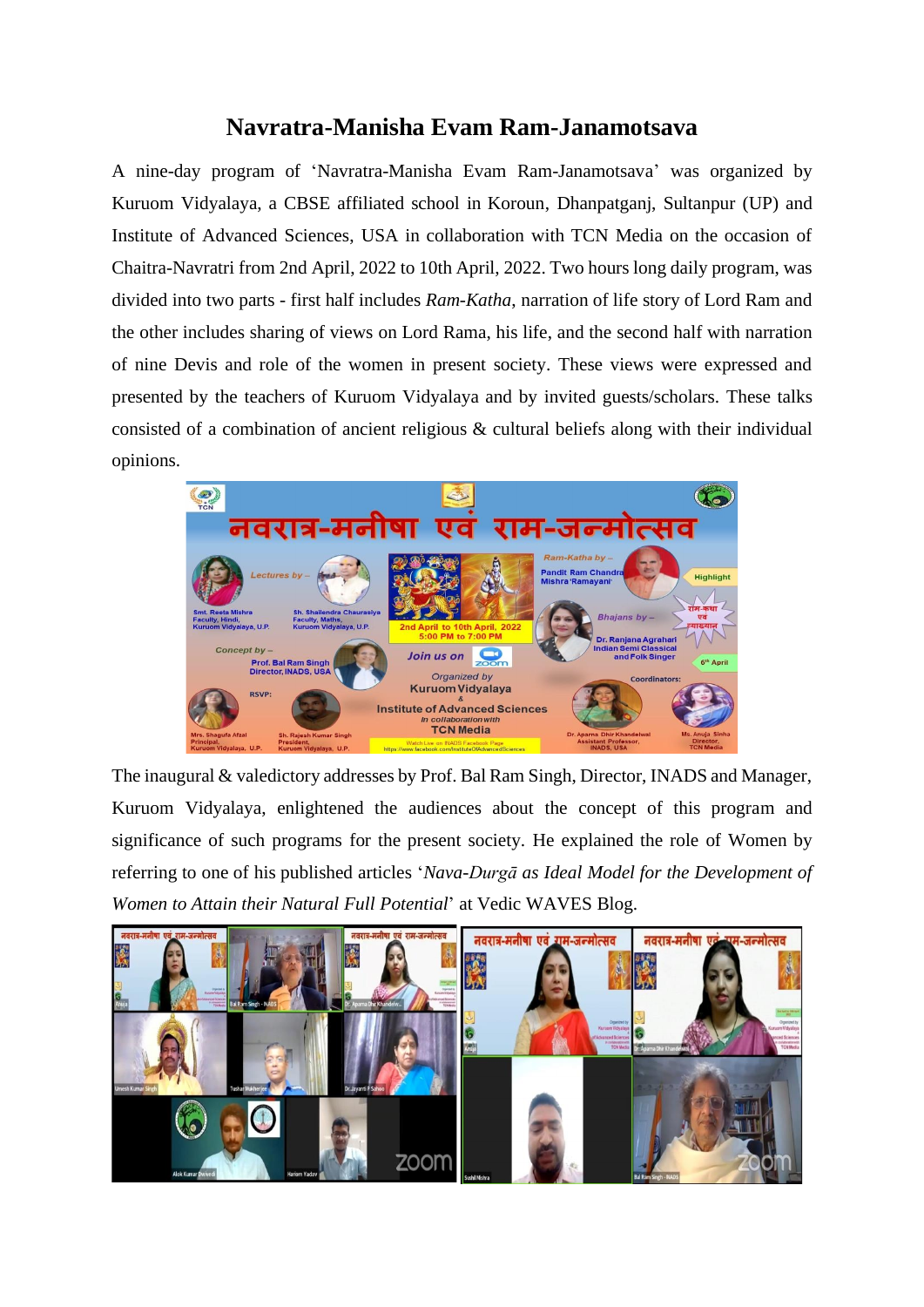# Navratra-Manisha Evam Ram-Janamotsava

A nine-day program of 'Navratra-Manisha Evam Ram-Janamotsava' was organized by Kuruom Vidyalaya, a CBSE affiliated school in Koroun, Dhanpatganj, Sultanpur (UP) and Institute of Advanced Sciences, USA in collaboration with TCN Media on the occasion of Chaitra-Navratri from 2nd April, 2022 to 10th April, 2022. Two hours long daily program, was divided into two parts - first half includes *Ram-Katha*, narration of life story of Lord Ram and the other includes sharing of views on Lord Rama, his life, and the second half with narration of nine Devis and role of the women in present society. These views were expressed and presented by the teachers of Kuruom Vidyalaya and by invited guests/scholars. These talks consisted of a combination of ancient religious & cultural beliefs along with their individual opinions.

The inaugural & valedictory addresses by Prof. Bal Ram Singh, Director, INADS and Manager, Kuruom Vidyalaya, enlightened the audiences about the concept of this program and significance of such programs for the present society. He explained the role of Women by referring to one of his published articles '*Nava-Durgā as Ideal Model for the Development of Women to Attain their Natural Full Potential*' at Vedic WAVES Blog.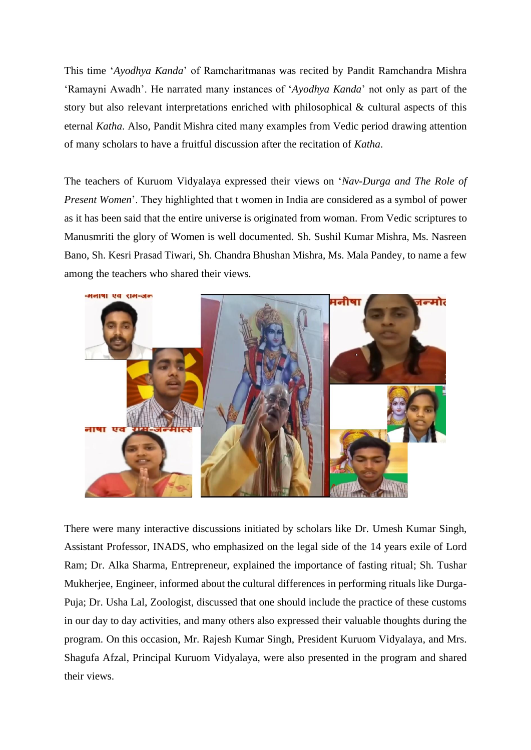This time '*Ayodhya Kanda*' of Ramcharitmanas was recited by Pandit Ramchandra Mishra 'Ramayni Awadh'. He narrated many instances of '*Ayodhya Kanda*' not only as part of the story but also relevant interpretations enriched with philosophical & cultural aspects of this eternal *Katha*. Also, Pandit Mishra cited many examples from Vedic period drawing attention of many scholars to have a fruitful discussion after the recitation of *Katha*.

The teachers of Kuruom Vidyalaya expressed their views on '*Nav-Durga and The Role of Present Women*'. They highlighted that t women in India are considered as a symbol of power as it has been said that the entire universe is originated from woman. From Vedic scriptures to Manusmriti the glory of Women is well documented. Sh. Sushil Kumar Mishra, Ms. Nasreen Bano, Sh. Kesri Prasad Tiwari, Sh. Chandra Bhushan Mishra, Ms. Mala Pandey, to name a few among the teachers who shared their views.

There were many interactive discussions initiated by scholars like Dr. Umesh Kumar Singh, Assistant Professor, INADS, who emphasized on the legal side of the 14 years exile of Lord Ram; Dr. Alka Sharma, Entrepreneur, explained the importance of fasting ritual; Sh. Tushar Mukherjee, Engineer, informed about the cultural differences in performing rituals like Durga-Puja; Dr. Usha Lal, Zoologist, discussed that one should include the practice of these customs in our day to day activities, and many others also expressed their valuable thoughts during the program. On this occasion, Mr. Rajesh Kumar Singh, President Kuruom Vidyalaya, and Mrs. Shagufa Afzal, Principal Kuruom Vidyalaya, were also presented in the program and shared their views.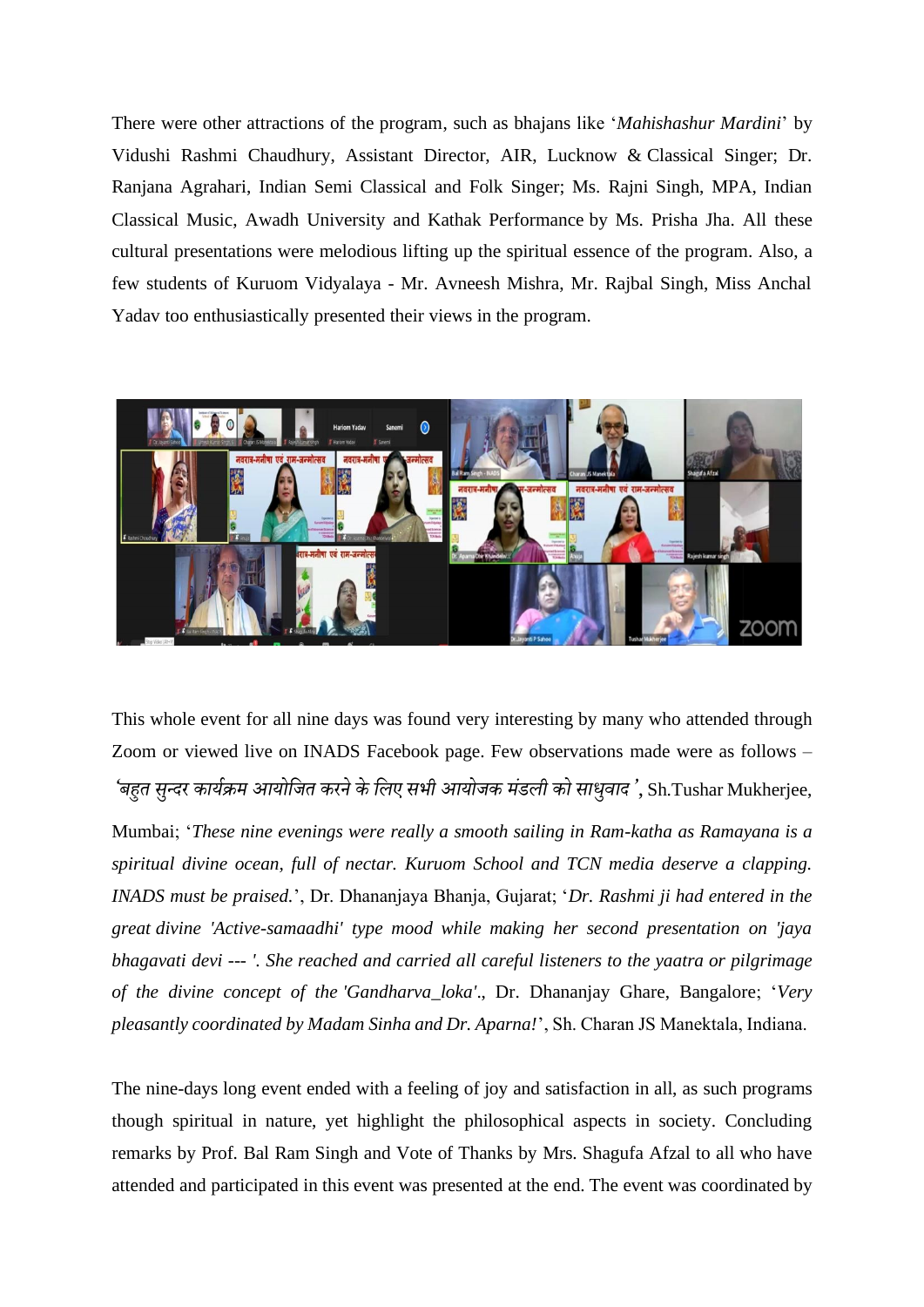There were other attractions of the program, such as bhajans like '*Mahishashur Mardini*' by Vidushi Rashmi Chaudhury, Assistant Director, AIR, Lucknow & Classical Singer; Dr. Ranjana Agrahari, Indian Semi Classical and Folk Singer; Ms. Rajni Singh, MPA, Indian Classical Music, Awadh University and Kathak Performance by Ms. Prisha Jha. All these cultural presentations were melodious lifting up the spiritual essence of the program. Also, a few students of Kuruom Vidyalaya - Mr. Avneesh Mishra, Mr. Rajbal Singh, Miss Anchal Yadav too enthusiastically presented their views in the program.

This whole event for all nine days was found very interesting by many who attended through Zoom or viewed live on INADS Facebook page. Few observations made were as follows – '*बहुत सुन्दर कार्यक्रम आयोजित करने के लिए सभी आयोजक मंडली को साधुवाद*', Sh.Tushar Mukherjee, Mumbai; '*These nine evenings were really a smooth sailing in Ram-katha as Ramayana is a spiritual divine ocean, full of nectar. Kuruom School and TCN media deserve a clapping. INADS must be praised.*', Dr. Dhananjaya Bhanja, Gujarat; '*Dr. Rashmi ji had entered in the great divine 'Active-samaadhi' type mood while making her second presentation on 'jaya bhagavati devi --- '. She reached and carried all careful listeners to the yaatra or pilgrimage of the divine concept of the 'Gandharva_loka'.*, Dr. Dhananjay Ghare, Bangalore; '*Very pleasantly coordinated by Madam Sinha and Dr. Aparna!*', Sh. Charan JS Manektala, Indiana.

The nine-days long event ended with a feeling of joy and satisfaction in all, as such programs though spiritual in nature, yet highlight the philosophical aspects in society. Concluding remarks by Prof. Bal Ram Singh and Vote of Thanks by Mrs. Shagufa Afzal to all who have attended and participated in this event was presented at the end. The event was coordinated by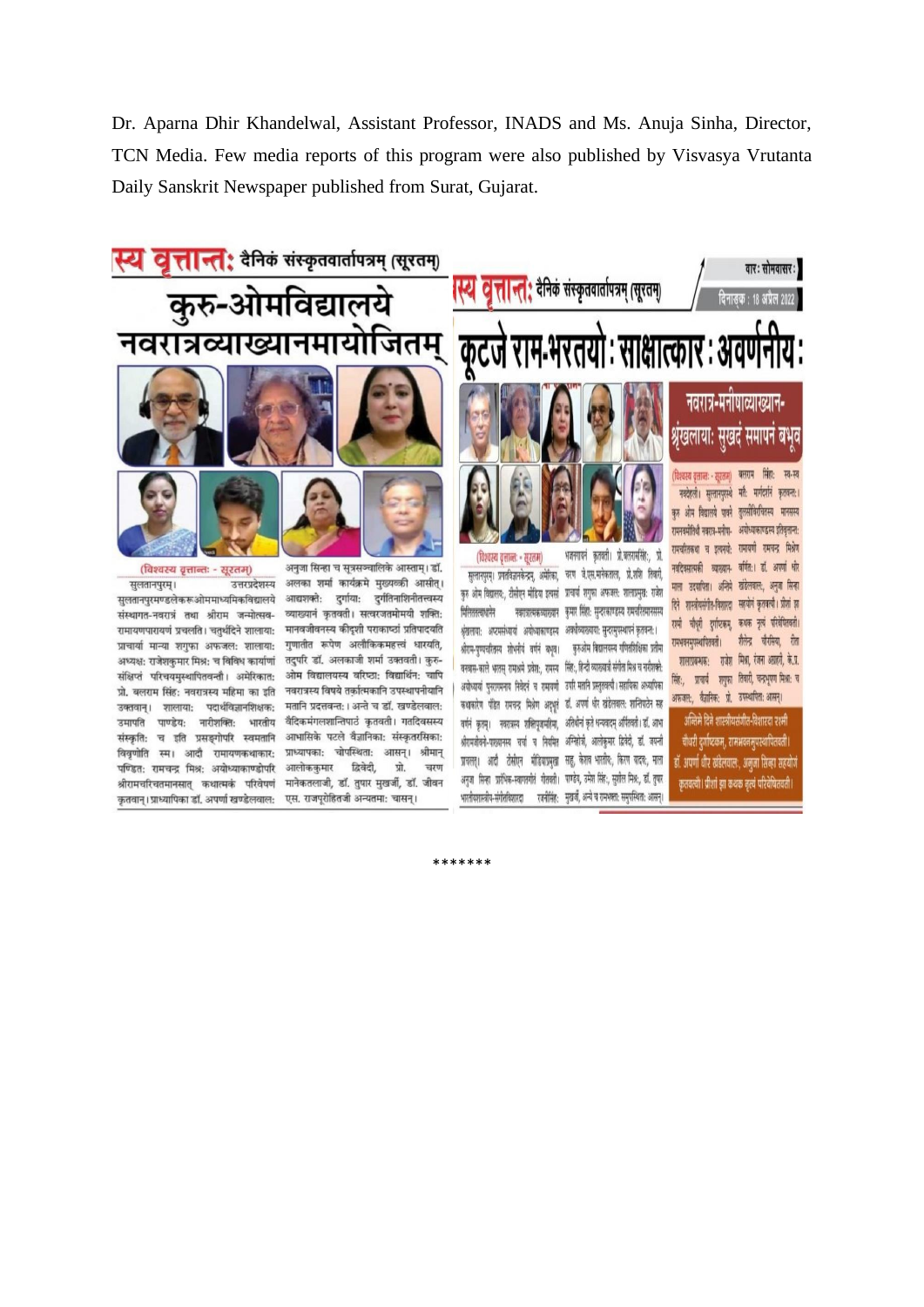Dr. Aparna Dhir Khandelwal, Assistant Professor, INADS and Ms. Anuja Sinha, Director, TCN Media. Few media reports of this program were also published by Visvasya Vrutanta Daily Sanskrit Newspaper published from Surat, Gujarat.

स्य वृत्तान्तः दैनिकं संस्कृतवार्तापत्रम् (सूरतम्)

# कुरु-ओमविद्यालये नवरात्रव्याख्यानमायोजितम्

(विश्वस्य वृत्तान्तः - सूरतम्)

सुलतानपुरम्। उत्तरप्रदेशस्य सुलतानपुरमण्डलेकुरूओममाध्यमिकविद्यालये संस्थागत-नवरात्रं तथा श्रीराम जन्मोत्सव-रामायणपारायणं प्रचलति। चतुर्थदिने शालायाः प्राचार्या मान्या शगुफा अफजलः शालायाः अध्यक्षः राजेशकुमार मिश्रः च विविध कार्याणां संक्षिप्तं परिचयमुपस्थापितवन्तौ। अमेरिकातः प्रो. बलराम सिंहः नवरात्रस्य महिमा का इति उक्तवान्। शालायाः पदार्थविज्ञानशिक्षकः उमापति पाण्डेयः नारीशक्तिः भारतीय संस्कृतिः च इति प्रसङ्गोपरि स्वमतानि विवृणोति स्म। आदौ रामायणकथाकारः पण्डितः रामचन्द्र मिश्रः अयोध्याकाण्डोपरि श्रीरामचरितमानसात् कथामर्क परिवेषणं कृतवान्। प्राध्यापिका डॉ. अपर्णा खण्डेलवालः अनुजा सिन्हा च सूत्रसञ्चालिके आस्ताम्। डॉ. अलका शर्मा कार्यक्रमे मुख्यवक्त्री आसीत्। आद्यशक्तेः दुर्गायाः दुर्गतिनाशिनीतत्त्वस्य व्याख्यानं कृतवती। सत्वरजतमोमयी शक्तिः मानवजीवनस्य कीदृशी पराकाष्ठां प्रतिपादयति गुणातीत रूपेण अलौकिकमहत्त्वं धारयति, तदुपरि डॉ. अलकाजी शर्मा उक्तवती। कुरु-ओम विद्यालयस्य वरिष्ठाः विद्यार्थिनः चापि नवरात्रस्य विषये तर्कात्मकानि उपस्थापनीयानि मतानि प्रदत्तवन्तः। अन्ते च डॉ. खण्डेलवालः वैदिकमंगलशान्तिपाठं कृतवती। गतदिवसस्य आभासिके पटले वैज्ञानिकाः संस्कृतरसिकाः प्राध्यापकाः चोपस्थिताः आसन्। श्रीमान् आलोककुमार द्विवेदी, प्रो. चरण मानेकतलाजी, डॉ. तुषार मुखर्जी, डॉ. जीवन एस. राजपुरोहितजी अन्यतमाः चासन्।

स्य वृत्तान्तः दैनिकं संस्कृतवार्तापत्रम् (सूरतम्)

वारः सोमवासरः

दिनाङ्कः 18 अप्रैल 2022

# कूटजे राम-भरतयोः साक्षात्कारः अवर्णनीयः

## नवरात्र-मनीषाव्याख्यान-श्रृंखलायाः सुखदं समापनं बभूव

(विश्वस्य वृत्तान्तः - सूरतम्)

सुलतानपुरम्। प्रज्ञाविज्ञानकेन्द्रम्, अमेरिका, कुरु ओम विद्यालय, टीसीएन मीडिया इत्यस्य मिलितत्त्वावधाने नवरात्रात्मकव्याख्यान श्रृंखलायाः अष्टमसंध्यायां अयोध्याकाण्डस्य श्रीराम-पुण्यचरितस्य शोभनीयं वर्णनं बभूव। वनवास-काले भरतस्य रामाश्रमे प्रवेशः, रामस्य अयोध्यायां पुनरागमनाय निवेदनं च रामायणी कथाकारेण पंडित रामचन्द्र मिश्रेण अद्भुतं वर्णनं कृतम्। नवरात्रस्य शक्तिपूजार्थम्, श्रीरामचरितमानस-पारायणस्य चर्चा च नियमित प्रचलत्। आदौ टीसीएन मीडियाप्रमुखा अनुजा सिन्हा प्राप्तिक-स्वागतगीतं गीतवती। भारतीयशास्त्रीय-संगीतविशारदा भजनगायनं कृतवती। प्रो.बलरामसिंहः, प्रो. चरण जे.एस.मानेकलाल, प्रो.शशि तिवारी, प्राचार्या शगुफा अफजलः शालाप्रमुखः राजेश कुमार मिश्रः सुन्दरकाण्डस्य रामचरितमानसस्य अवधीयव्याख्यायाः सुन्दरमुपस्थापनं कृतवन्तः। कुरुओम विद्यालयस्य गणितशिक्षिका प्रतीमा सिंहः, हिन्दी व्याख्याता संगीत मिश्र च सदोत्साही उपरि मतानि प्रस्तुतवन्तौ। सहायिका अध्यापिका डॉ. अपर्णा धीर खंडेलवालः शान्तिपाठेन सह अतिथीनां कृते धन्यवादम् अर्पितवती। डॉ. आभा अग्निहोत्री, आलोककुमार द्विवेदी, डॉ. जयन्ती सहू, केशव भारतीय, किरण यादव, माता पाण्डेय, उमेश सिंहः, सुरीत मिश्रः, डॉ. तुषार रवनीसिंहः मुखर्जी, अन्ये च गणमान्याः समुपस्थिताः आसन्।

(विश्वस्य वृत्तान्तः - सूरतम्) बलराम सिंहः स्व-स्व वक्तव्येषु। सुलतानपुरस्थ मतैः मार्गदर्शनं कृतवन्तः। कुरु ओम विद्यालये पावने तुलसीकृतिषुसि मानसस्य रामलक्ष्मीणयोः नवरात्र-मनीषा- अयोध्याकाण्डस्य इतिवृतान्तः रामचरितकथा च इत्यस्य रामायणी रामचन्द्र मिश्रेण नवदिवसात्मकी व्याख्यान- वर्णितः। डॉ. अपर्णा धीर माला उदयाचित्। अन्तिमे खंडेलवालः, अनुजा सिन्हा दिने शास्त्रीयसंगीत-विशारदा सहयोगं कृतवन्त्यौ। प्रोत्सा हा रानी चौधरी दुर्गाष्टकम्, कथक नृत्यं परिवेषितवती। रामभजनमुपस्थापितवती। शैलेन्द्र चौरसिया, रीता शालाप्रबन्धकः राजेश मिश्र, रंजना अवस्थी, के.प्र. सिंहः, प्राचार्या शगुफा तिवारी, चन्द्रभूषण मिश्रः च अफजलः, वैज्ञानिकः प्रो. उपस्थिताः आसन्।

अन्तिमे दिने शास्त्रीयसंगीत-विशारदा रानी चौधरी दुर्गाष्टकम्, रामभजनमुपस्थापितवती। डॉ. अपर्णा धीर खंडेलवालः, अनुजा सिन्हा सहयोगं कृतवत्यौ। प्रीशा झा कथक नृत्यं परिवेषितवती।

*******